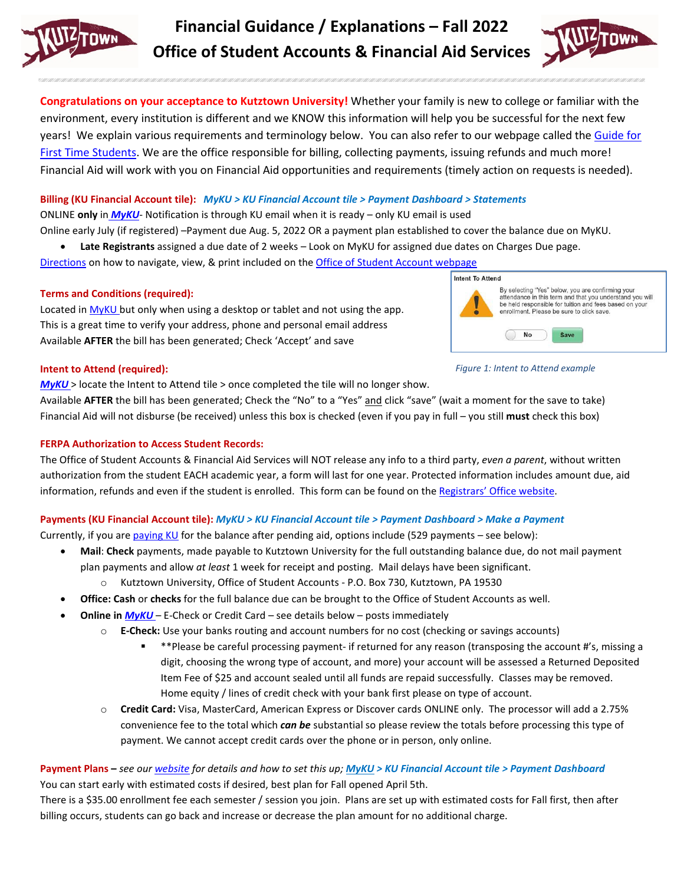# Financial Guidance / Explanations – Fall 2022
## Office of Student Accounts & Financial Aid Services

**Congratulations on your acceptance to Kutztown University!** Whether your family is new to college or familiar with the environment, every institution is different and we KNOW this information will help you be successful for the next few years! We explain various requirements and terminology below. You can also refer to our webpage called the Guide for First Time Students. We are the office responsible for billing, collecting payments, issuing refunds and much more! Financial Aid will work with you on Financial Aid opportunities and requirements (timely action on requests is needed).

**Billing (KU Financial Account tile):** ***MyKU > KU Financial Account tile > Payment Dashboard > Statements***

ONLINE **only** in ***MyKU***- Notification is through KU email when it is ready – only KU email is used

Online early July (if registered) –Payment due Aug. 5, 2022 OR a payment plan established to cover the balance due on MyKU.

- **Late Registrants** assigned a due date of 2 weeks – Look on MyKU for assigned due dates on Charges Due page.

Directions on how to navigate, view, & print included on the Office of Student Account webpage

**Terms and Conditions (required):**

Located in MyKU but only when using a desktop or tablet and not using the app.
This is a great time to verify your address, phone and personal email address
Available **AFTER** the bill has been generated; Check 'Accept' and save

Intent To Attend

By selecting "Yes" below, you are confirming your attendance in this term and that you understand you will be held responsible for tuition and fees based on your enrollment. Please be sure to click save.

No | Save

*Figure 1: Intent to Attend example*

**Intent to Attend (required):**

***MyKU*** > locate the Intent to Attend tile > once completed the tile will no longer show.
Available **AFTER** the bill has been generated; Check the "No" to a "Yes" and click "save" (wait a moment for the save to take)
Financial Aid will not disburse (be received) unless this box is checked (even if you pay in full – you still **must** check this box)

**FERPA Authorization to Access Student Records:**

The Office of Student Accounts & Financial Aid Services will NOT release any info to a third party, *even a parent*, without written authorization from the student EACH academic year, a form will last for one year. Protected information includes amount due, aid information, refunds and even if the student is enrolled. This form can be found on the Registrars' Office website.

**Payments (KU Financial Account tile):** ***MyKU > KU Financial Account tile > Payment Dashboard > Make a Payment***

Currently, if you are paying KU for the balance after pending aid, options include (529 payments – see below):

- **Mail**: **Check** payments, made payable to Kutztown University for the full outstanding balance due, do not mail payment plan payments and allow *at least* 1 week for receipt and posting. Mail delays have been significant.
  - Kutztown University, Office of Student Accounts - P.O. Box 730, Kutztown, PA 19530
- **Office: Cash** or **checks** for the full balance due can be brought to the Office of Student Accounts as well.
- **Online in *MyKU*** – E-Check or Credit Card – see details below – posts immediately
  - **E-Check:** Use your banks routing and account numbers for no cost (checking or savings accounts)
    - **Please be careful processing payment- if returned for any reason (transposing the account #'s, missing a digit, choosing the wrong type of account, and more) your account will be assessed a Returned Deposited Item Fee of $25 and account sealed until all funds are repaid successfully. Classes may be removed. Home equity / lines of credit check with your bank first please on type of account.
  - **Credit Card:** Visa, MasterCard, American Express or Discover cards ONLINE only. The processor will add a 2.75% convenience fee to the total which ***can be*** substantial so please review the totals before processing this type of payment. We cannot accept credit cards over the phone or in person, only online.

**Payment Plans –** *see our website for details and how to set this up;* ***MyKU > KU Financial Account tile > Payment Dashboard***

You can start early with estimated costs if desired, best plan for Fall opened April 5th.
There is a $35.00 enrollment fee each semester / session you join. Plans are set up with estimated costs for Fall first, then after billing occurs, students can go back and increase or decrease the plan amount for no additional charge.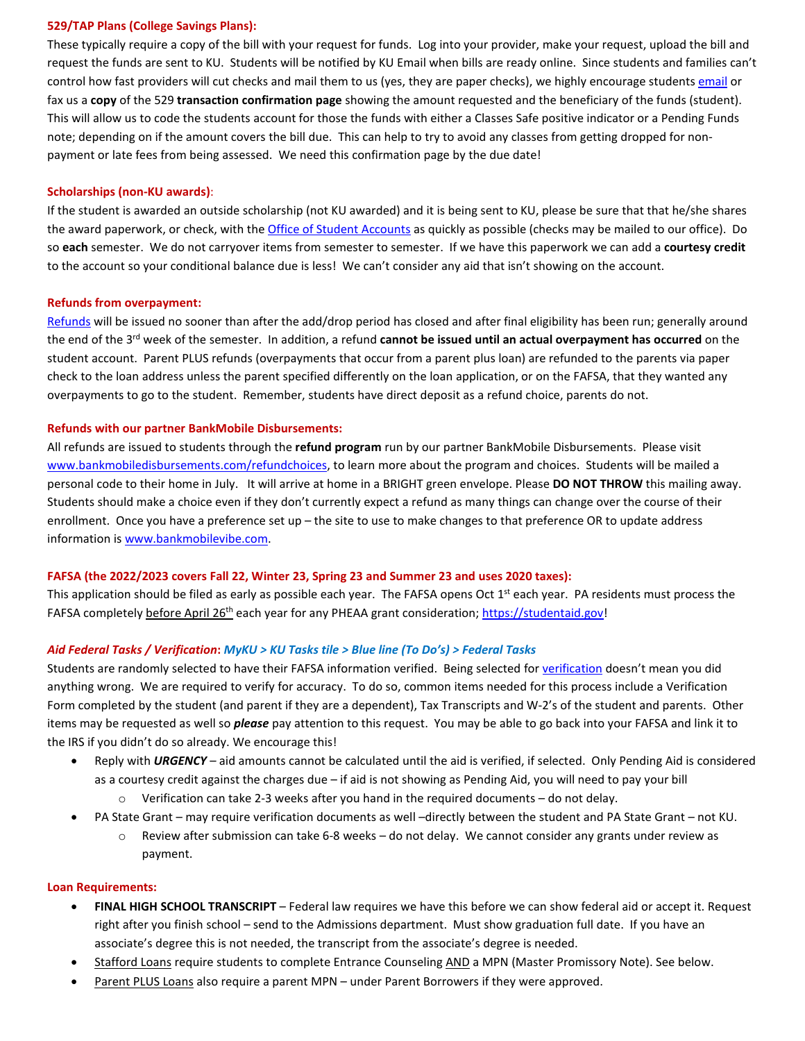**529/TAP Plans (College Savings Plans):**

These typically require a copy of the bill with your request for funds. Log into your provider, make your request, upload the bill and request the funds are sent to KU. Students will be notified by KU Email when bills are ready online. Since students and families can't control how fast providers will cut checks and mail them to us (yes, they are paper checks), we highly encourage students email or fax us a **copy** of the 529 **transaction confirmation page** showing the amount requested and the beneficiary of the funds (student). This will allow us to code the students account for those the funds with either a Classes Safe positive indicator or a Pending Funds note; depending on if the amount covers the bill due. This can help to try to avoid any classes from getting dropped for non-payment or late fees from being assessed. We need this confirmation page by the due date!

**Scholarships (non-KU awards)**:

If the student is awarded an outside scholarship (not KU awarded) and it is being sent to KU, please be sure that that he/she shares the award paperwork, or check, with the Office of Student Accounts as quickly as possible (checks may be mailed to our office). Do so **each** semester. We do not carryover items from semester to semester. If we have this paperwork we can add a **courtesy credit** to the account so your conditional balance due is less! We can't consider any aid that isn't showing on the account.

**Refunds from overpayment:**

Refunds will be issued no sooner than after the add/drop period has closed and after final eligibility has been run; generally around the end of the 3rd week of the semester. In addition, a refund **cannot be issued until an actual overpayment has occurred** on the student account. Parent PLUS refunds (overpayments that occur from a parent plus loan) are refunded to the parents via paper check to the loan address unless the parent specified differently on the loan application, or on the FAFSA, that they wanted any overpayments to go to the student. Remember, students have direct deposit as a refund choice, parents do not.

**Refunds with our partner BankMobile Disbursements:**

All refunds are issued to students through the **refund program** run by our partner BankMobile Disbursements. Please visit www.bankmobiledisbursements.com/refundchoices, to learn more about the program and choices. Students will be mailed a personal code to their home in July. It will arrive at home in a BRIGHT green envelope. Please **DO NOT THROW** this mailing away. Students should make a choice even if they don't currently expect a refund as many things can change over the course of their enrollment. Once you have a preference set up – the site to use to make changes to that preference OR to update address information is www.bankmobilevibe.com.

**FAFSA (the 2022/2023 covers Fall 22, Winter 23, Spring 23 and Summer 23 and uses 2020 taxes):**

This application should be filed as early as possible each year. The FAFSA opens Oct 1st each year. PA residents must process the FAFSA completely before April 26th each year for any PHEAA grant consideration; https://studentaid.gov!

***Aid Federal Tasks / Verification*: *MyKU > KU Tasks tile > Blue line (To Do's) > Federal Tasks***

Students are randomly selected to have their FAFSA information verified. Being selected for verification doesn't mean you did anything wrong. We are required to verify for accuracy. To do so, common items needed for this process include a Verification Form completed by the student (and parent if they are a dependent), Tax Transcripts and W-2's of the student and parents. Other items may be requested as well so ***please*** pay attention to this request. You may be able to go back into your FAFSA and link it to the IRS if you didn't do so already. We encourage this!

- Reply with ***URGENCY*** – aid amounts cannot be calculated until the aid is verified, if selected. Only Pending Aid is considered as a courtesy credit against the charges due – if aid is not showing as Pending Aid, you will need to pay your bill
  - Verification can take 2-3 weeks after you hand in the required documents – do not delay.
- PA State Grant – may require verification documents as well –directly between the student and PA State Grant – not KU.
  - Review after submission can take 6-8 weeks – do not delay. We cannot consider any grants under review as payment.

**Loan Requirements:**

- **FINAL HIGH SCHOOL TRANSCRIPT** – Federal law requires we have this before we can show federal aid or accept it. Request right after you finish school – send to the Admissions department. Must show graduation full date. If you have an associate's degree this is not needed, the transcript from the associate's degree is needed.
- Stafford Loans require students to complete Entrance Counseling AND a MPN (Master Promissory Note). See below.
- Parent PLUS Loans also require a parent MPN – under Parent Borrowers if they were approved.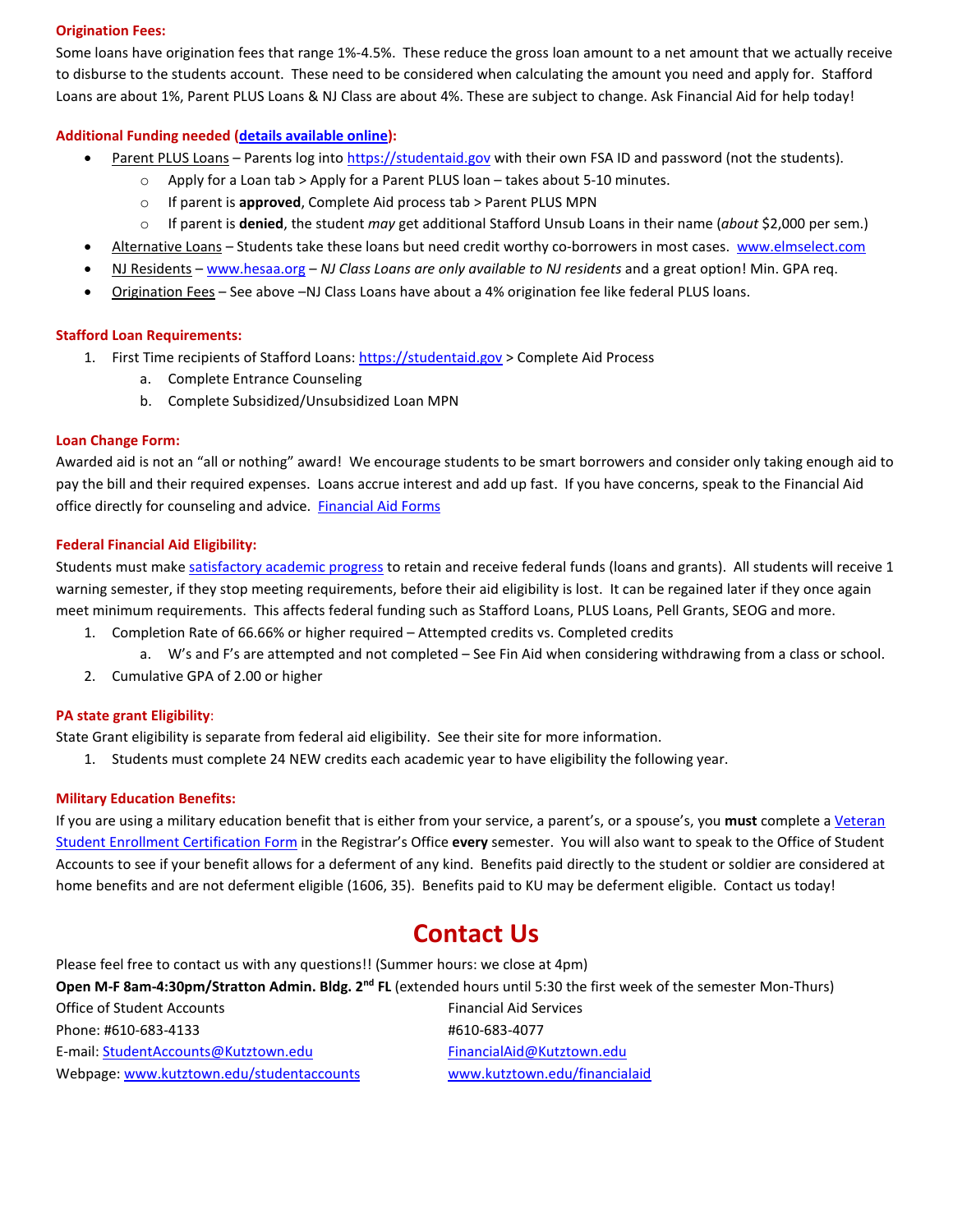**Origination Fees:**

Some loans have origination fees that range 1%-4.5%. These reduce the gross loan amount to a net amount that we actually receive to disburse to the students account. These need to be considered when calculating the amount you need and apply for. Stafford Loans are about 1%, Parent PLUS Loans & NJ Class are about 4%. These are subject to change. Ask Financial Aid for help today!

**Additional Funding needed (details available online):**

- Parent PLUS Loans – Parents log into https://studentaid.gov with their own FSA ID and password (not the students).
  - Apply for a Loan tab > Apply for a Parent PLUS loan – takes about 5-10 minutes.
  - If parent is **approved**, Complete Aid process tab > Parent PLUS MPN
  - If parent is **denied**, the student *may* get additional Stafford Unsub Loans in their name (*about* $2,000 per sem.)
- Alternative Loans – Students take these loans but need credit worthy co-borrowers in most cases. www.elmselect.com
- NJ Residents – www.hesaa.org – *NJ Class Loans are only available to NJ residents* and a great option! Min. GPA req.
- Origination Fees – See above –NJ Class Loans have about a 4% origination fee like federal PLUS loans.

**Stafford Loan Requirements:**

1. First Time recipients of Stafford Loans: https://studentaid.gov > Complete Aid Process
   a. Complete Entrance Counseling
   b. Complete Subsidized/Unsubsidized Loan MPN

**Loan Change Form:**

Awarded aid is not an "all or nothing" award! We encourage students to be smart borrowers and consider only taking enough aid to pay the bill and their required expenses. Loans accrue interest and add up fast. If you have concerns, speak to the Financial Aid office directly for counseling and advice. Financial Aid Forms

**Federal Financial Aid Eligibility:**

Students must make satisfactory academic progress to retain and receive federal funds (loans and grants). All students will receive 1 warning semester, if they stop meeting requirements, before their aid eligibility is lost. It can be regained later if they once again meet minimum requirements. This affects federal funding such as Stafford Loans, PLUS Loans, Pell Grants, SEOG and more.

1. Completion Rate of 66.66% or higher required – Attempted credits vs. Completed credits
   a. W's and F's are attempted and not completed – See Fin Aid when considering withdrawing from a class or school.
2. Cumulative GPA of 2.00 or higher

**PA state grant Eligibility:**

State Grant eligibility is separate from federal aid eligibility. See their site for more information.

1. Students must complete 24 NEW credits each academic year to have eligibility the following year.

**Military Education Benefits:**

If you are using a military education benefit that is either from your service, a parent's, or a spouse's, you **must** complete a Veteran Student Enrollment Certification Form in the Registrar's Office **every** semester. You will also want to speak to the Office of Student Accounts to see if your benefit allows for a deferment of any kind. Benefits paid directly to the student or soldier are considered at home benefits and are not deferment eligible (1606, 35). Benefits paid to KU may be deferment eligible. Contact us today!

# Contact Us

Please feel free to contact us with any questions!! (Summer hours: we close at 4pm)

**Open M-F 8am-4:30pm/Stratton Admin. Bldg. 2nd FL** (extended hours until 5:30 the first week of the semester Mon-Thurs)

Office of Student Accounts
Phone: #610-683-4133
E-mail: StudentAccounts@Kutztown.edu
Webpage: www.kutztown.edu/studentaccounts

Financial Aid Services
#610-683-4077
FinancialAid@Kutztown.edu
www.kutztown.edu/financialaid